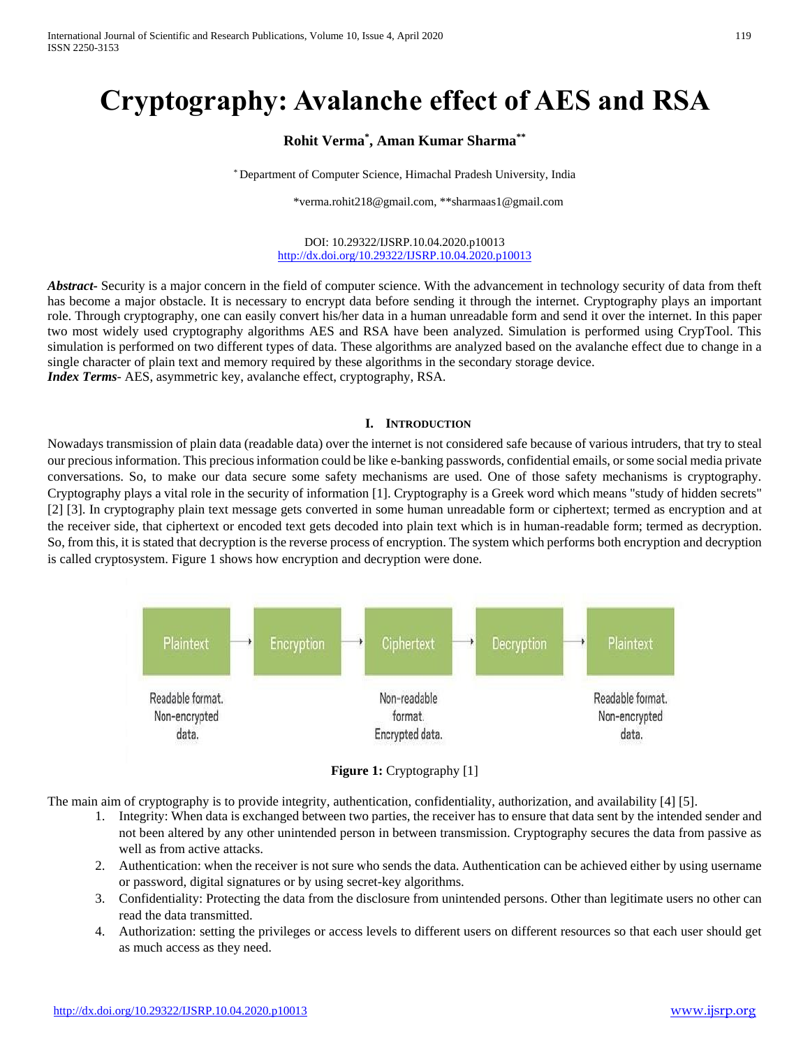# Cryptography: Avalanche effect of AES and RSA

**Rohit Verma[*], Aman Kumar Sharma[**]**

[*] Department of Computer Science, Himachal Pradesh University, India

*verma.rohit218@gmail.com, **sharmaas1@gmail.com

DOI: 10.29322/IJSRP.10.04.2020.p10013
http://dx.doi.org/10.29322/IJSRP.10.04.2020.p10013

***Abstract***- Security is a major concern in the field of computer science. With the advancement in technology security of data from theft has become a major obstacle. It is necessary to encrypt data before sending it through the internet. Cryptography plays an important role. Through cryptography, one can easily convert his/her data in a human unreadable form and send it over the internet. In this paper two most widely used cryptography algorithms AES and RSA have been analyzed. Simulation is performed using CrypTool. This simulation is performed on two different types of data. These algorithms are analyzed based on the avalanche effect due to change in a single character of plain text and memory required by these algorithms in the secondary storage device.

***Index Terms***- AES, asymmetric key, avalanche effect, cryptography, RSA.

## I. Introduction

Nowadays transmission of plain data (readable data) over the internet is not considered safe because of various intruders, that try to steal our precious information. This precious information could be like e-banking passwords, confidential emails, or some social media private conversations. So, to make our data secure some safety mechanisms are used. One of those safety mechanisms is cryptography. Cryptography plays a vital role in the security of information [1]. Cryptography is a Greek word which means "study of hidden secrets" [2] [3]. In cryptography plain text message gets converted in some human unreadable form or ciphertext; termed as encryption and at the receiver side, that ciphertext or encoded text gets decoded into plain text which is in human-readable form; termed as decryption. So, from this, it is stated that decryption is the reverse process of encryption. The system which performs both encryption and decryption is called cryptosystem. Figure 1 shows how encryption and decryption were done.

Plaintext → Encryption → Ciphertext → Decryption → Plaintext

Readable format. Non-encrypted data. | Non-readable format. Encrypted data. | Readable format. Non-encrypted data.

**Figure 1:** Cryptography [1]

The main aim of cryptography is to provide integrity, authentication, confidentiality, authorization, and availability [4] [5].

1. Integrity: When data is exchanged between two parties, the receiver has to ensure that data sent by the intended sender and not been altered by any other unintended person in between transmission. Cryptography secures the data from passive as well as from active attacks.
2. Authentication: when the receiver is not sure who sends the data. Authentication can be achieved either by using username or password, digital signatures or by using secret-key algorithms.
3. Confidentiality: Protecting the data from the disclosure from unintended persons. Other than legitimate users no other can read the data transmitted.
4. Authorization: setting the privileges or access levels to different users on different resources so that each user should get as much access as they need.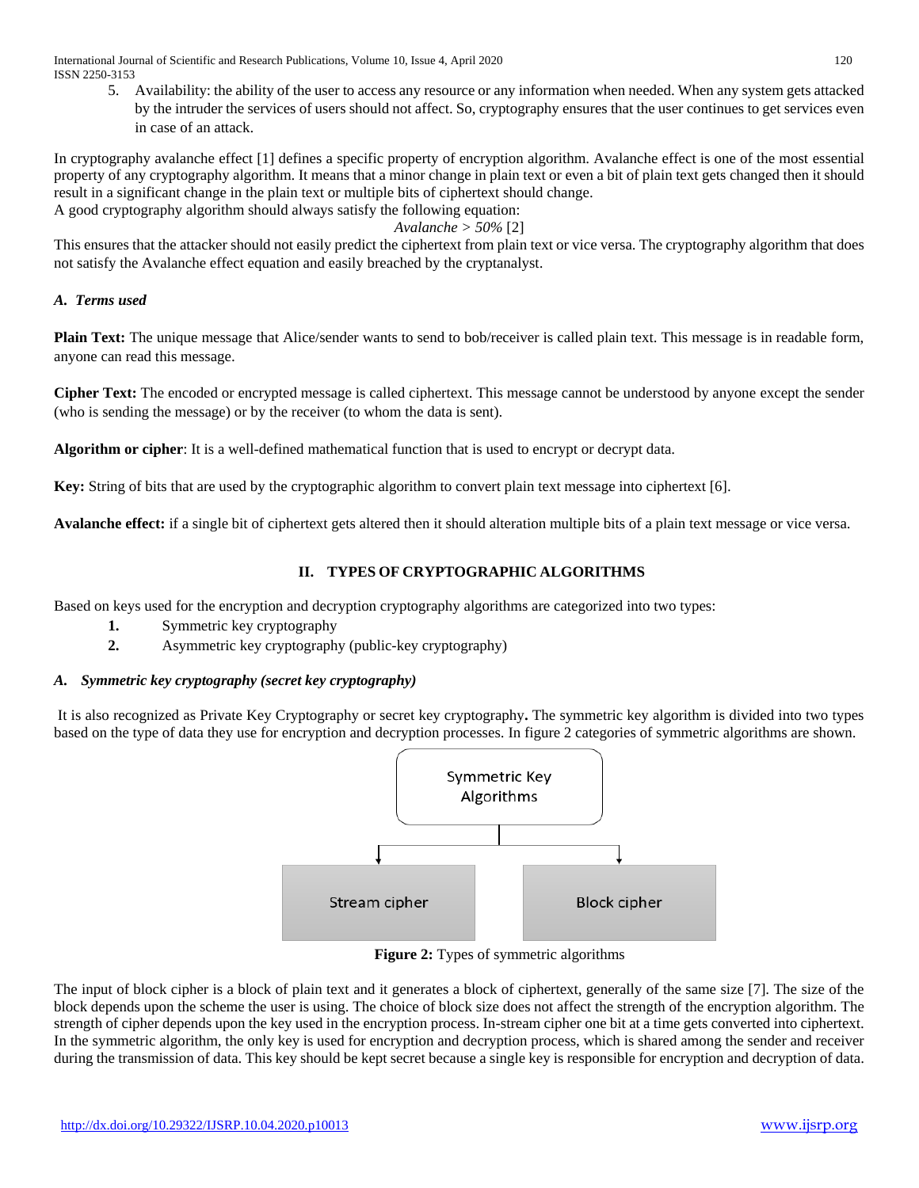5. Availability: the ability of the user to access any resource or any information when needed. When any system gets attacked by the intruder the services of users should not affect. So, cryptography ensures that the user continues to get services even in case of an attack.

In cryptography avalanche effect [1] defines a specific property of encryption algorithm. Avalanche effect is one of the most essential property of any cryptography algorithm. It means that a minor change in plain text or even a bit of plain text gets changed then it should result in a significant change in the plain text or multiple bits of ciphertext should change.
A good cryptography algorithm should always satisfy the following equation:

$$Avalanche > 50\%$$ [2]

This ensures that the attacker should not easily predict the ciphertext from plain text or vice versa. The cryptography algorithm that does not satisfy the Avalanche effect equation and easily breached by the cryptanalyst.

### *A. Terms used*

**Plain Text:** The unique message that Alice/sender wants to send to bob/receiver is called plain text. This message is in readable form, anyone can read this message.

**Cipher Text:** The encoded or encrypted message is called ciphertext. This message cannot be understood by anyone except the sender (who is sending the message) or by the receiver (to whom the data is sent).

**Algorithm or cipher**: It is a well-defined mathematical function that is used to encrypt or decrypt data.

**Key:** String of bits that are used by the cryptographic algorithm to convert plain text message into ciphertext [6].

**Avalanche effect:** if a single bit of ciphertext gets altered then it should alteration multiple bits of a plain text message or vice versa.

## II. TYPES OF CRYPTOGRAPHIC ALGORITHMS

Based on keys used for the encryption and decryption cryptography algorithms are categorized into two types:

1. Symmetric key cryptography
2. Asymmetric key cryptography (public-key cryptography)

### *A. Symmetric key cryptography (secret key cryptography)*

It is also recognized as Private Key Cryptography or secret key cryptography**.** The symmetric key algorithm is divided into two types based on the type of data they use for encryption and decryption processes. In figure 2 categories of symmetric algorithms are shown.

Symmetric Key Algorithms → Stream cipher | Block cipher

**Figure 2:** Types of symmetric algorithms

The input of block cipher is a block of plain text and it generates a block of ciphertext, generally of the same size [7]. The size of the block depends upon the scheme the user is using. The choice of block size does not affect the strength of the encryption algorithm. The strength of cipher depends upon the key used in the encryption process. In-stream cipher one bit at a time gets converted into ciphertext. In the symmetric algorithm, the only key is used for encryption and decryption process, which is shared among the sender and receiver during the transmission of data. This key should be kept secret because a single key is responsible for encryption and decryption of data.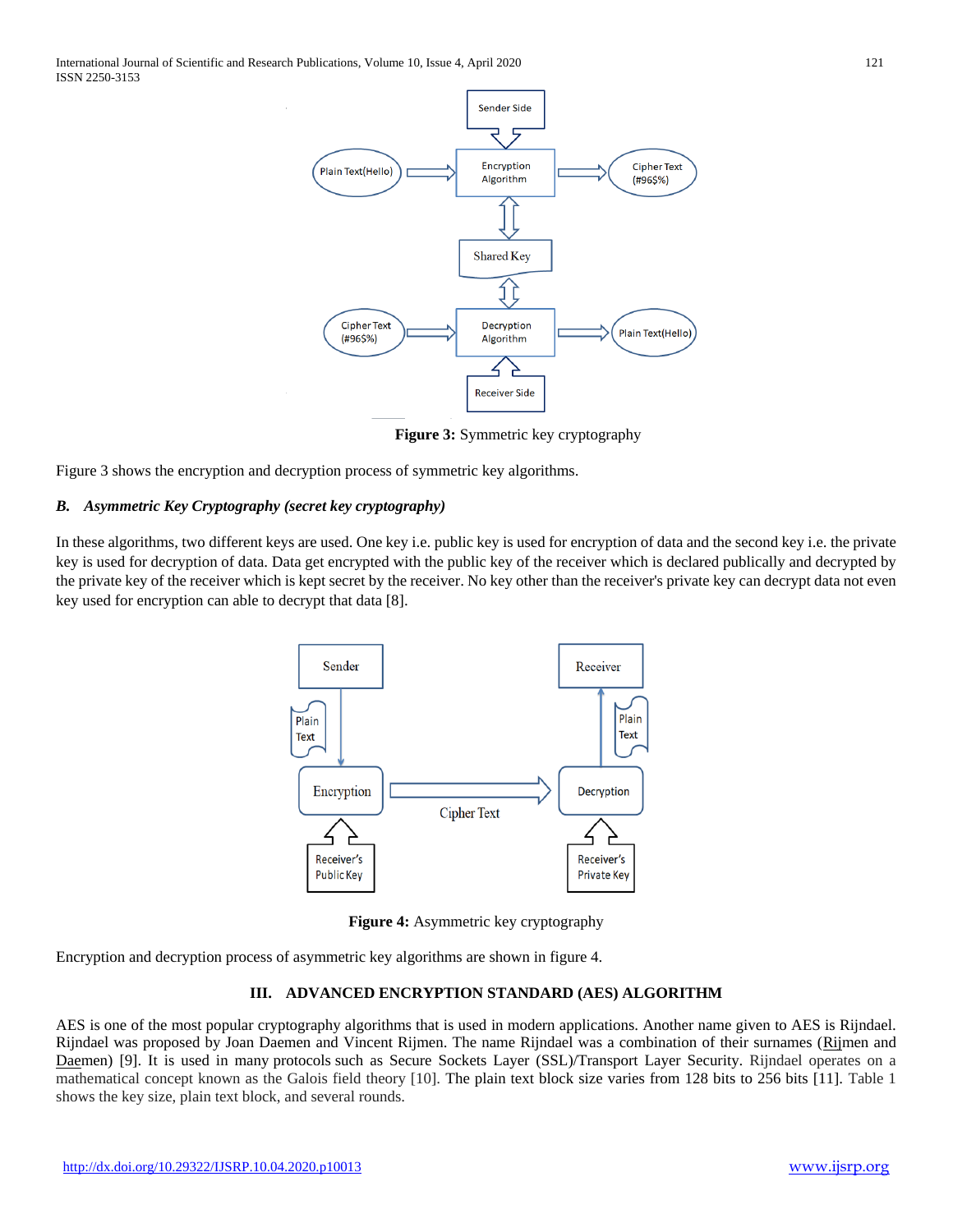Figure 3: Symmetric key cryptography

Figure 3 shows the encryption and decryption process of symmetric key algorithms.

### *B. Asymmetric Key Cryptography (secret key cryptography)*

In these algorithms, two different keys are used. One key i.e. public key is used for encryption of data and the second key i.e. the private key is used for decryption of data. Data get encrypted with the public key of the receiver which is declared publically and decrypted by the private key of the receiver which is kept secret by the receiver. No key other than the receiver's private key can decrypt data not even key used for encryption can able to decrypt that data [8].

**Figure 4:** Asymmetric key cryptography

Encryption and decryption process of asymmetric key algorithms are shown in figure 4.

## III. ADVANCED ENCRYPTION STANDARD (AES) ALGORITHM

AES is one of the most popular cryptography algorithms that is used in modern applications. Another name given to AES is Rijndael. Rijndael was proposed by Joan Daemen and Vincent Rijmen. The name Rijndael was a combination of their surnames (Rijmen and Daemen) [9]. It is used in many protocols such as Secure Sockets Layer (SSL)/Transport Layer Security. Rijndael operates on a mathematical concept known as the Galois field theory [10]. The plain text block size varies from 128 bits to 256 bits [11]. Table 1 shows the key size, plain text block, and several rounds.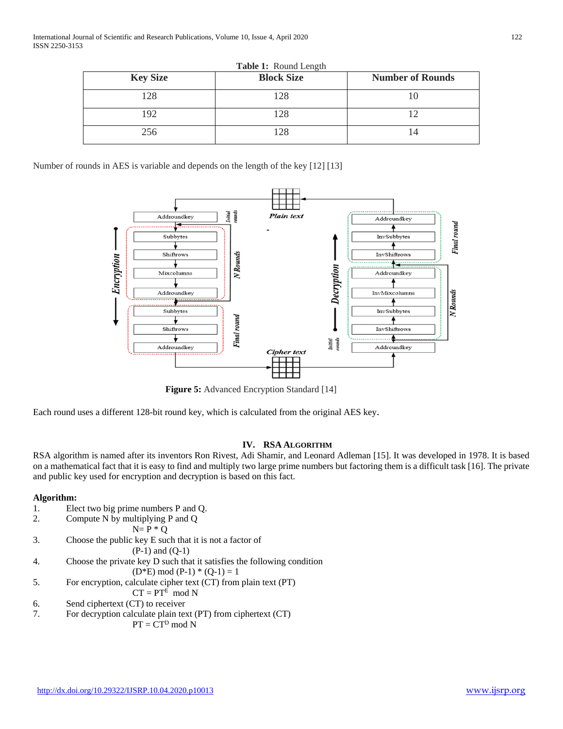**Table 1:** Round Length

| Key Size | Block Size | Number of Rounds |
|---|---|---|
| 128 | 128 | 10 |
| 192 | 128 | 12 |
| 256 | 128 | 14 |

Number of rounds in AES is variable and depends on the length of the key [12] [13]

**Figure 5:** Advanced Encryption Standard [14]

Each round uses a different 128-bit round key, which is calculated from the original AES key.

## IV. RSA Algorithm

RSA algorithm is named after its inventors Ron Rivest, Adi Shamir, and Leonard Adleman [15]. It was developed in 1978. It is based on a mathematical fact that it is easy to find and multiply two large prime numbers but factoring them is a difficult task [16]. The private and public key used for encryption and decryption is based on this fact.

**Algorithm:**

1. Elect two big prime numbers P and Q.
2. Compute N by multiplying P and Q

   $N = P * Q$
3. Choose the public key E such that it is not a factor of

   (P-1) and (Q-1)
4. Choose the private key D such that it satisfies the following condition

   $(D*E) \bmod (P-1) * (Q-1) = 1$
5. For encryption, calculate cipher text (CT) from plain text (PT)

   $CT = PT^{E} \bmod N$
6. Send ciphertext (CT) to receiver
7. For decryption calculate plain text (PT) from ciphertext (CT)

   $PT = CT^{D} \bmod N$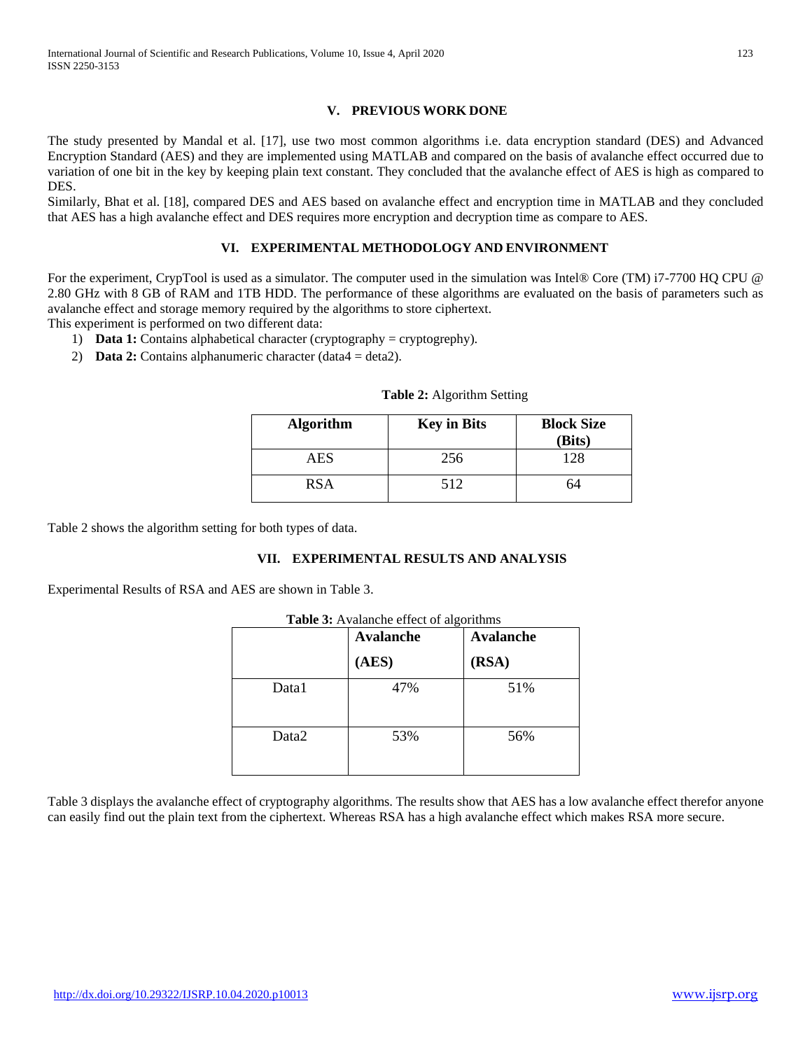## V. PREVIOUS WORK DONE

The study presented by Mandal et al. [17], use two most common algorithms i.e. data encryption standard (DES) and Advanced Encryption Standard (AES) and they are implemented using MATLAB and compared on the basis of avalanche effect occurred due to variation of one bit in the key by keeping plain text constant. They concluded that the avalanche effect of AES is high as compared to DES.

Similarly, Bhat et al. [18], compared DES and AES based on avalanche effect and encryption time in MATLAB and they concluded that AES has a high avalanche effect and DES requires more encryption and decryption time as compare to AES.

## VI. EXPERIMENTAL METHODOLOGY AND ENVIRONMENT

For the experiment, CrypTool is used as a simulator. The computer used in the simulation was Intel® Core (TM) i7-7700 HQ CPU @ 2.80 GHz with 8 GB of RAM and 1TB HDD. The performance of these algorithms are evaluated on the basis of parameters such as avalanche effect and storage memory required by the algorithms to store ciphertext.

This experiment is performed on two different data:

1) **Data 1:** Contains alphabetical character (cryptography = cryptogrephy).
2) **Data 2:** Contains alphanumeric character (data4 = deta2).

**Table 2:** Algorithm Setting

| Algorithm | Key in Bits | Block Size (Bits) |
|---|---|---|
| AES | 256 | 128 |
| RSA | 512 | 64 |

Table 2 shows the algorithm setting for both types of data.

## VII. EXPERIMENTAL RESULTS AND ANALYSIS

Experimental Results of RSA and AES are shown in Table 3.

**Table 3:** Avalanche effect of algorithms

| | Avalanche (AES) | Avalanche (RSA) |
|---|---|---|
| Data1 | 47% | 51% |
| Data2 | 53% | 56% |

Table 3 displays the avalanche effect of cryptography algorithms. The results show that AES has a low avalanche effect therefor anyone can easily find out the plain text from the ciphertext. Whereas RSA has a high avalanche effect which makes RSA more secure.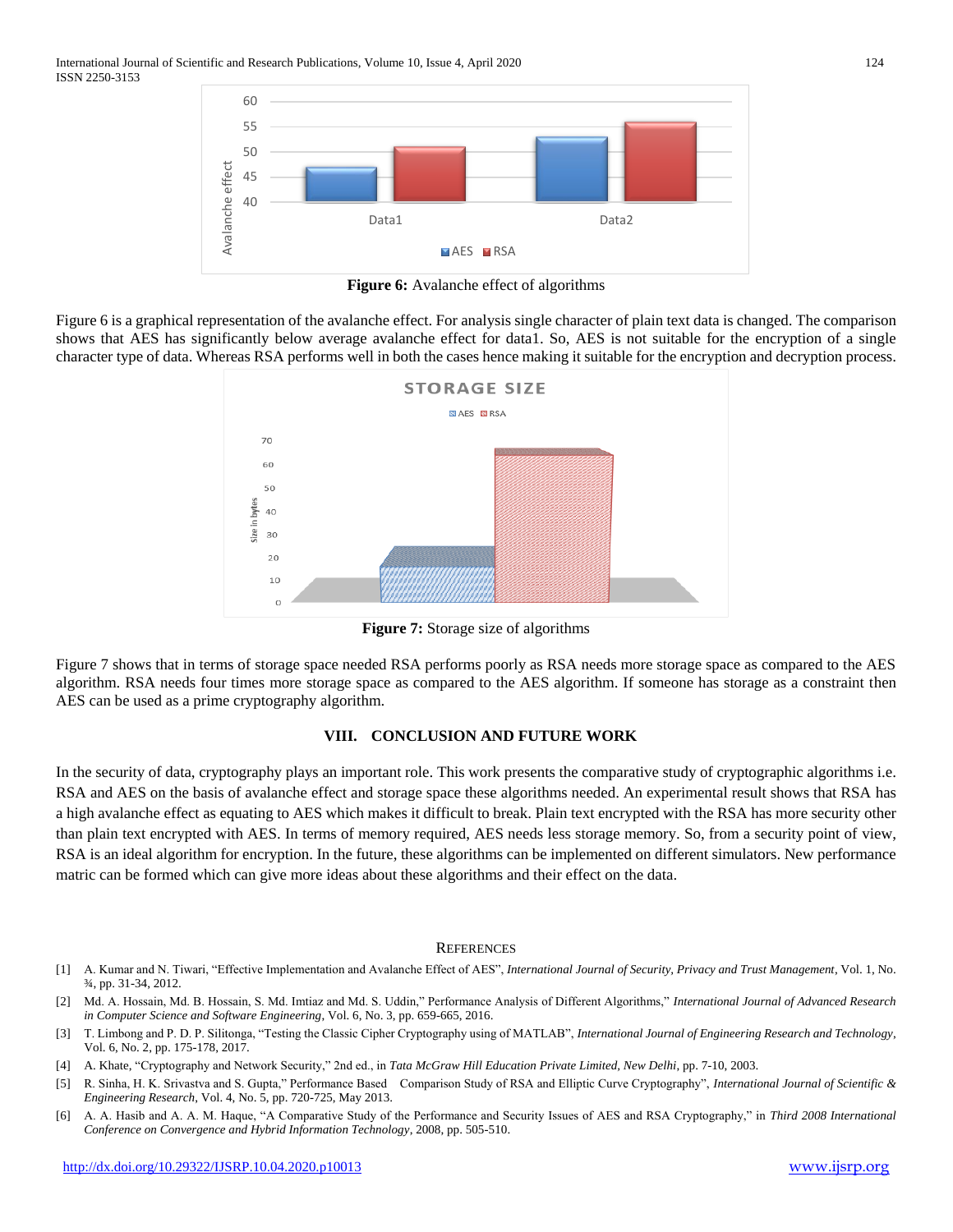**Figure 6:** Avalanche effect of algorithms

Figure 6 is a graphical representation of the avalanche effect. For analysis single character of plain text data is changed. The comparison shows that AES has significantly below average avalanche effect for data1. So, AES is not suitable for the encryption of a single character type of data. Whereas RSA performs well in both the cases hence making it suitable for the encryption and decryption process.

**Figure 7:** Storage size of algorithms

Figure 7 shows that in terms of storage space needed RSA performs poorly as RSA needs more storage space as compared to the AES algorithm. RSA needs four times more storage space as compared to the AES algorithm. If someone has storage as a constraint then AES can be used as a prime cryptography algorithm.

## VIII. CONCLUSION AND FUTURE WORK

In the security of data, cryptography plays an important role. This work presents the comparative study of cryptographic algorithms i.e. RSA and AES on the basis of avalanche effect and storage space these algorithms needed. An experimental result shows that RSA has a high avalanche effect as equating to AES which makes it difficult to break. Plain text encrypted with the RSA has more security other than plain text encrypted with AES. In terms of memory required, AES needs less storage memory. So, from a security point of view, RSA is an ideal algorithm for encryption. In the future, these algorithms can be implemented on different simulators. New performance matric can be formed which can give more ideas about these algorithms and their effect on the data.

## REFERENCES

[1] A. Kumar and N. Tiwari, "Effective Implementation and Avalanche Effect of AES", *International Journal of Security, Privacy and Trust Management*, Vol. 1, No. ¾, pp. 31-34, 2012.

[2] Md. A. Hossain, Md. B. Hossain, S. Md. Imtiaz and Md. S. Uddin," Performance Analysis of Different Algorithms," *International Journal of Advanced Research in Computer Science and Software Engineering*, Vol. 6, No. 3, pp. 659-665, 2016.

[3] T. Limbong and P. D. P. Silitonga, "Testing the Classic Cipher Cryptography using of MATLAB", *International Journal of Engineering Research and Technology*, Vol. 6, No. 2, pp. 175-178, 2017.

[4] A. Khate, "Cryptography and Network Security," 2nd ed., in *Tata McGraw Hill Education Private Limited, New Delhi*, pp. 7-10, 2003.

[5] R. Sinha, H. K. Srivastva and S. Gupta," Performance Based Comparison Study of RSA and Elliptic Curve Cryptography", *International Journal of Scientific & Engineering Research*, Vol. 4, No. 5, pp. 720-725, May 2013.

[6] A. A. Hasib and A. A. M. Haque, "A Comparative Study of the Performance and Security Issues of AES and RSA Cryptography," in *Third 2008 International Conference on Convergence and Hybrid Information Technology*, 2008, pp. 505-510.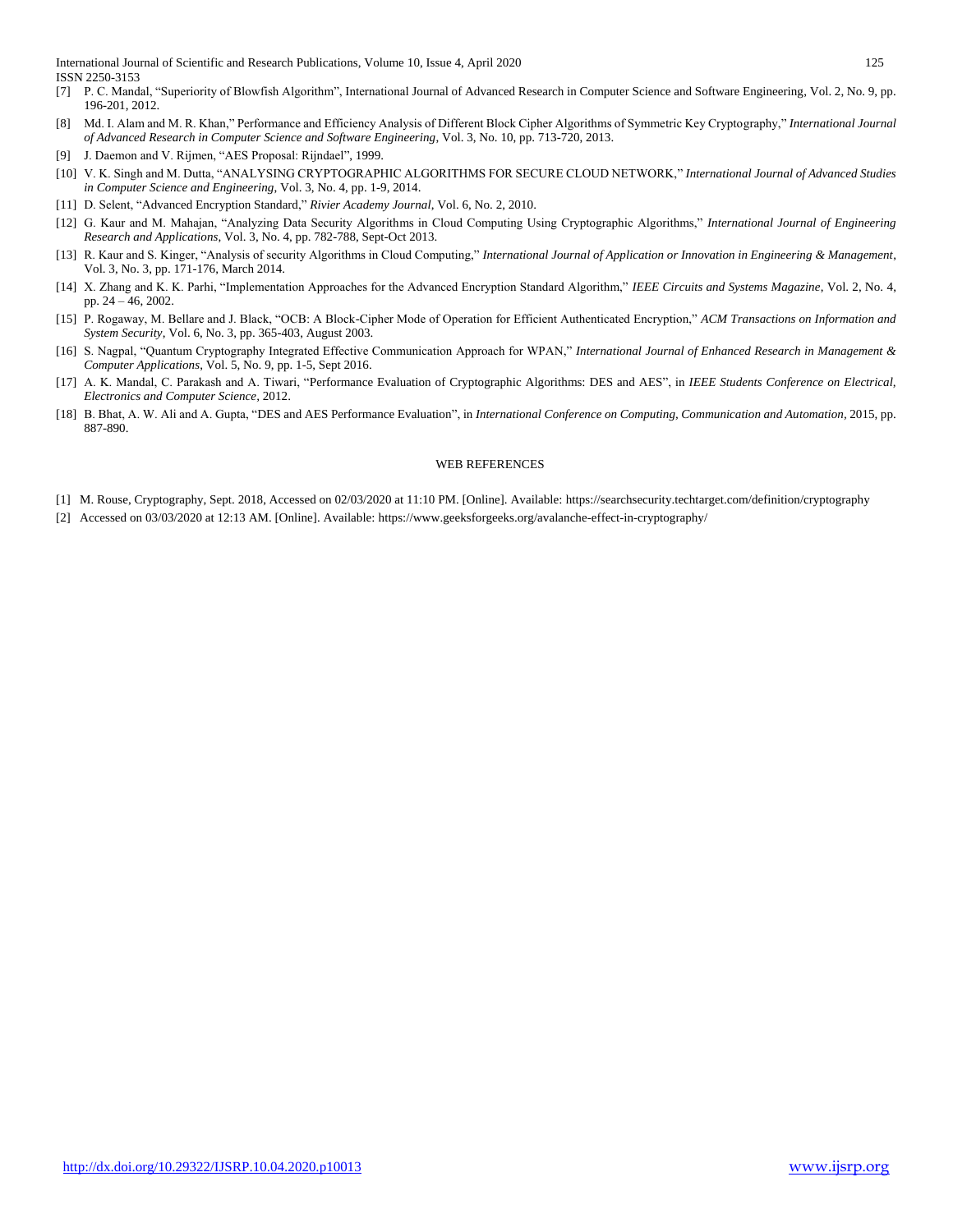[7] P. C. Mandal, "Superiority of Blowfish Algorithm", International Journal of Advanced Research in Computer Science and Software Engineering, Vol. 2, No. 9, pp. 196-201, 2012.

[8] Md. I. Alam and M. R. Khan," Performance and Efficiency Analysis of Different Block Cipher Algorithms of Symmetric Key Cryptography," *International Journal of Advanced Research in Computer Science and Software Engineering*, Vol. 3, No. 10, pp. 713-720, 2013.

[9] J. Daemon and V. Rijmen, "AES Proposal: Rijndael", 1999.

[10] V. K. Singh and M. Dutta, "ANALYSING CRYPTOGRAPHIC ALGORITHMS FOR SECURE CLOUD NETWORK," *International Journal of Advanced Studies in Computer Science and Engineering*, Vol. 3, No. 4, pp. 1-9, 2014.

[11] D. Selent, "Advanced Encryption Standard," *Rivier Academy Journal*, Vol. 6, No. 2, 2010.

[12] G. Kaur and M. Mahajan, "Analyzing Data Security Algorithms in Cloud Computing Using Cryptographic Algorithms," *International Journal of Engineering Research and Applications*, Vol. 3, No. 4, pp. 782-788, Sept-Oct 2013.

[13] R. Kaur and S. Kinger, "Analysis of security Algorithms in Cloud Computing," *International Journal of Application or Innovation in Engineering & Management*, Vol. 3, No. 3, pp. 171-176, March 2014.

[14] X. Zhang and K. K. Parhi, "Implementation Approaches for the Advanced Encryption Standard Algorithm," *IEEE Circuits and Systems Magazine*, Vol. 2, No. 4, pp. 24 – 46, 2002.

[15] P. Rogaway, M. Bellare and J. Black, "OCB: A Block-Cipher Mode of Operation for Efficient Authenticated Encryption," *ACM Transactions on Information and System Security*, Vol. 6, No. 3, pp. 365-403, August 2003.

[16] S. Nagpal, "Quantum Cryptography Integrated Effective Communication Approach for WPAN," *International Journal of Enhanced Research in Management & Computer Applications*, Vol. 5, No. 9, pp. 1-5, Sept 2016.

[17] A. K. Mandal, C. Parakash and A. Tiwari, "Performance Evaluation of Cryptographic Algorithms: DES and AES", in *IEEE Students Conference on Electrical, Electronics and Computer Science*, 2012.

[18] B. Bhat, A. W. Ali and A. Gupta, "DES and AES Performance Evaluation", in *International Conference on Computing, Communication and Automation*, 2015, pp. 887-890.

## WEB REFERENCES

[1] M. Rouse, Cryptography, Sept. 2018, Accessed on 02/03/2020 at 11:10 PM. [Online]. Available: https://searchsecurity.techtarget.com/definition/cryptography

[2] Accessed on 03/03/2020 at 12:13 AM. [Online]. Available: https://www.geeksforgeeks.org/avalanche-effect-in-cryptography/